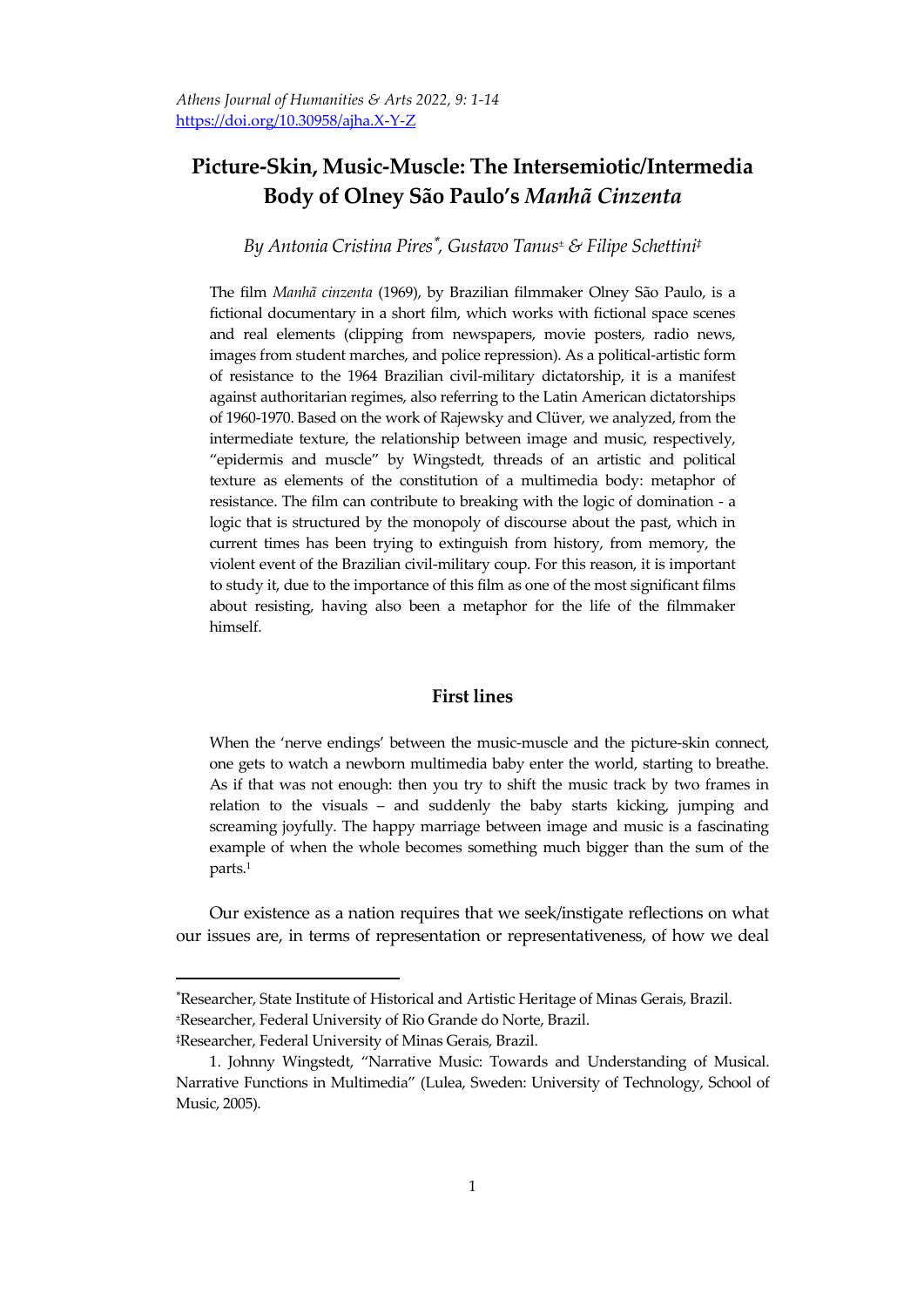# Picture-Skin, Music-Muscle: The Intersemiotic/Intermedia Body of Olney São Paulo's *Manhã Cinzenta*

*By Antonia Cristina Pires[*], Gustavo Tanus[±] & Filipe Schettini[‡]*

The film *Manhã cinzenta* (1969), by Brazilian filmmaker Olney São Paulo, is a fictional documentary in a short film, which works with fictional space scenes and real elements (clipping from newspapers, movie posters, radio news, images from student marches, and police repression). As a political-artistic form of resistance to the 1964 Brazilian civil-military dictatorship, it is a manifest against authoritarian regimes, also referring to the Latin American dictatorships of 1960-1970. Based on the work of Rajewsky and Clüver, we analyzed, from the intermediate texture, the relationship between image and music, respectively, "epidermis and muscle" by Wingstedt, threads of an artistic and political texture as elements of the constitution of a multimedia body: metaphor of resistance. The film can contribute to breaking with the logic of domination - a logic that is structured by the monopoly of discourse about the past, which in current times has been trying to extinguish from history, from memory, the violent event of the Brazilian civil-military coup. For this reason, it is important to study it, due to the importance of this film as one of the most significant films about resisting, having also been a metaphor for the life of the filmmaker himself.

## First lines

> When the 'nerve endings' between the music-muscle and the picture-skin connect, one gets to watch a newborn multimedia baby enter the world, starting to breathe. As if that was not enough: then you try to shift the music track by two frames in relation to the visuals – and suddenly the baby starts kicking, jumping and screaming joyfully. The happy marriage between image and music is a fascinating example of when the whole becomes something much bigger than the sum of the parts.[1]

Our existence as a nation requires that we seek/instigate reflections on what our issues are, in terms of representation or representativeness, of how we deal

---

[*]Researcher, State Institute of Historical and Artistic Heritage of Minas Gerais, Brazil.
[±]Researcher, Federal University of Rio Grande do Norte, Brazil.
[‡]Researcher, Federal University of Minas Gerais, Brazil.

1. Johnny Wingstedt, "Narrative Music: Towards and Understanding of Musical. Narrative Functions in Multimedia" (Lulea, Sweden: University of Technology, School of Music, 2005).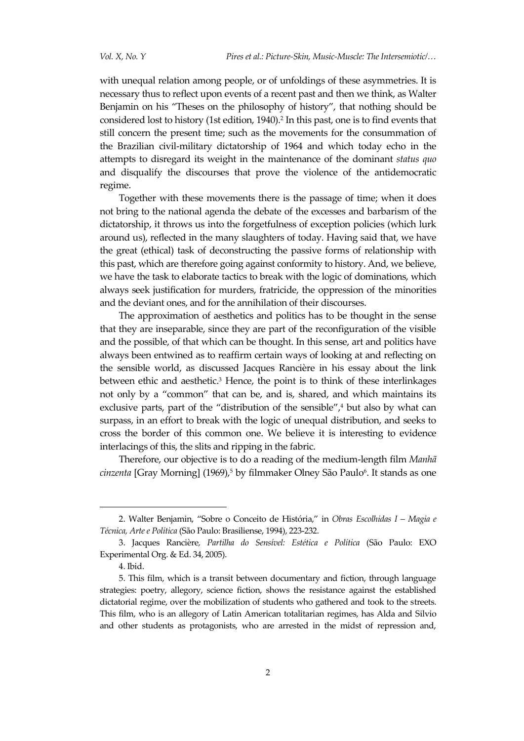with unequal relation among people, or of unfoldings of these asymmetries. It is necessary thus to reflect upon events of a recent past and then we think, as Walter Benjamin on his "Theses on the philosophy of history", that nothing should be considered lost to history (1st edition, 1940).[2] In this past, one is to find events that still concern the present time; such as the movements for the consummation of the Brazilian civil-military dictatorship of 1964 and which today echo in the attempts to disregard its weight in the maintenance of the dominant *status quo* and disqualify the discourses that prove the violence of the antidemocratic regime.

Together with these movements there is the passage of time; when it does not bring to the national agenda the debate of the excesses and barbarism of the dictatorship, it throws us into the forgetfulness of exception policies (which lurk around us), reflected in the many slaughters of today. Having said that, we have the great (ethical) task of deconstructing the passive forms of relationship with this past, which are therefore going against conformity to history. And, we believe, we have the task to elaborate tactics to break with the logic of dominations, which always seek justification for murders, fratricide, the oppression of the minorities and the deviant ones, and for the annihilation of their discourses.

The approximation of aesthetics and politics has to be thought in the sense that they are inseparable, since they are part of the reconfiguration of the visible and the possible, of that which can be thought. In this sense, art and politics have always been entwined as to reaffirm certain ways of looking at and reflecting on the sensible world, as discussed Jacques Rancière in his essay about the link between ethic and aesthetic.[3] Hence, the point is to think of these interlinkages not only by a "common" that can be, and is, shared, and which maintains its exclusive parts, part of the "distribution of the sensible",[4] but also by what can surpass, in an effort to break with the logic of unequal distribution, and seeks to cross the border of this common one. We believe it is interesting to evidence interlacings of this, the slits and ripping in the fabric.

Therefore, our objective is to do a reading of the medium-length film *Manhã cinzenta* [Gray Morning] (1969),[5] by filmmaker Olney São Paulo[6]. It stands as one

---

2. Walter Benjamin, "Sobre o Conceito de História," in *Obras Escolhidas I – Magia e Técnica, Arte e Política* (São Paulo: Brasiliense, 1994), 223-232.

3. Jacques Rancière, *Partilha do Sensível: Estética e Política* (São Paulo: EXO Experimental Org. & Ed. 34, 2005).

4. Ibid.

5. This film, which is a transit between documentary and fiction, through language strategies: poetry, allegory, science fiction, shows the resistance against the established dictatorial regime, over the mobilization of students who gathered and took to the streets. This film, who is an allegory of Latin American totalitarian regimes, has Alda and Silvio and other students as protagonists, who are arrested in the midst of repression and,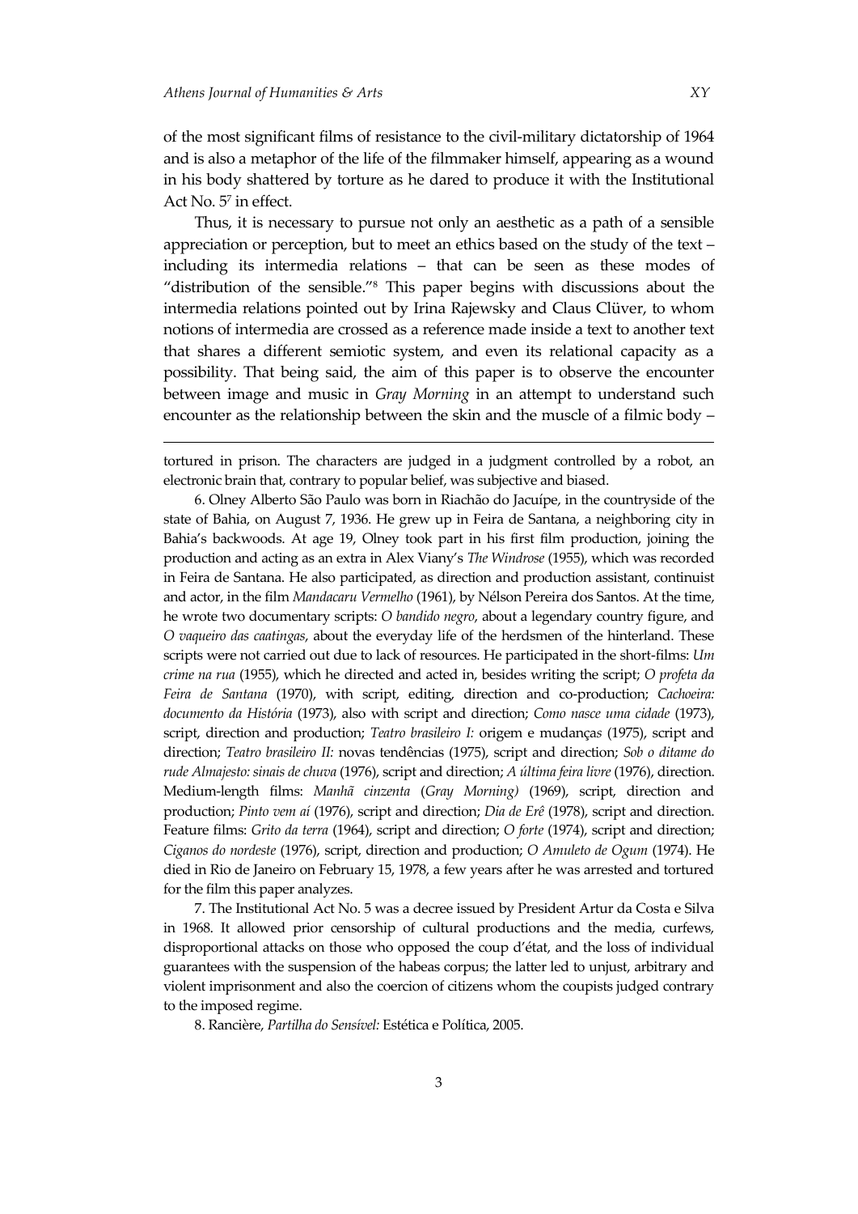of the most significant films of resistance to the civil-military dictatorship of 1964 and is also a metaphor of the life of the filmmaker himself, appearing as a wound in his body shattered by torture as he dared to produce it with the Institutional Act No. 5[7] in effect.

Thus, it is necessary to pursue not only an aesthetic as a path of a sensible appreciation or perception, but to meet an ethics based on the study of the text – including its intermedia relations – that can be seen as these modes of "distribution of the sensible."[8] This paper begins with discussions about the intermedia relations pointed out by Irina Rajewsky and Claus Clüver, to whom notions of intermedia are crossed as a reference made inside a text to another text that shares a different semiotic system, and even its relational capacity as a possibility. That being said, the aim of this paper is to observe the encounter between image and music in *Gray Morning* in an attempt to understand such encounter as the relationship between the skin and the muscle of a filmic body –

---

tortured in prison. The characters are judged in a judgment controlled by a robot, an electronic brain that, contrary to popular belief, was subjective and biased.

6. Olney Alberto São Paulo was born in Riachão do Jacuípe, in the countryside of the state of Bahia, on August 7, 1936. He grew up in Feira de Santana, a neighboring city in Bahia's backwoods. At age 19, Olney took part in his first film production, joining the production and acting as an extra in Alex Viany's *The Windrose* (1955), which was recorded in Feira de Santana. He also participated, as direction and production assistant, continuist and actor, in the film *Mandacaru Vermelho* (1961), by Nélson Pereira dos Santos. At the time, he wrote two documentary scripts: *O bandido negro*, about a legendary country figure, and *O vaqueiro das caatingas*, about the everyday life of the herdsmen of the hinterland. These scripts were not carried out due to lack of resources. He participated in the short-films: *Um crime na rua* (1955), which he directed and acted in, besides writing the script; *O profeta da Feira de Santana* (1970), with script, editing, direction and co-production; *Cachoeira: documento da História* (1973), also with script and direction; *Como nasce uma cidade* (1973), script, direction and production; *Teatro brasileiro I:* origem e mudanças (1975), script and direction; *Teatro brasileiro II:* novas tendências (1975), script and direction; *Sob o ditame do rude Almajesto: sinais de chuva* (1976), script and direction; *A última feira livre* (1976), direction. Medium-length films: *Manhã cinzenta* (*Gray Morning)* (1969), script, direction and production; *Pinto vem aí* (1976), script and direction; *Dia de Erê* (1978), script and direction. Feature films: *Grito da terra* (1964), script and direction; *O forte* (1974), script and direction; *Ciganos do nordeste* (1976), script, direction and production; *O Amuleto de Ogum* (1974). He died in Rio de Janeiro on February 15, 1978, a few years after he was arrested and tortured for the film this paper analyzes.

7. The Institutional Act No. 5 was a decree issued by President Artur da Costa e Silva in 1968. It allowed prior censorship of cultural productions and the media, curfews, disproportional attacks on those who opposed the coup d'état, and the loss of individual guarantees with the suspension of the habeas corpus; the latter led to unjust, arbitrary and violent imprisonment and also the coercion of citizens whom the coupists judged contrary to the imposed regime.

8. Rancière, *Partilha do Sensível:* Estética e Política, 2005.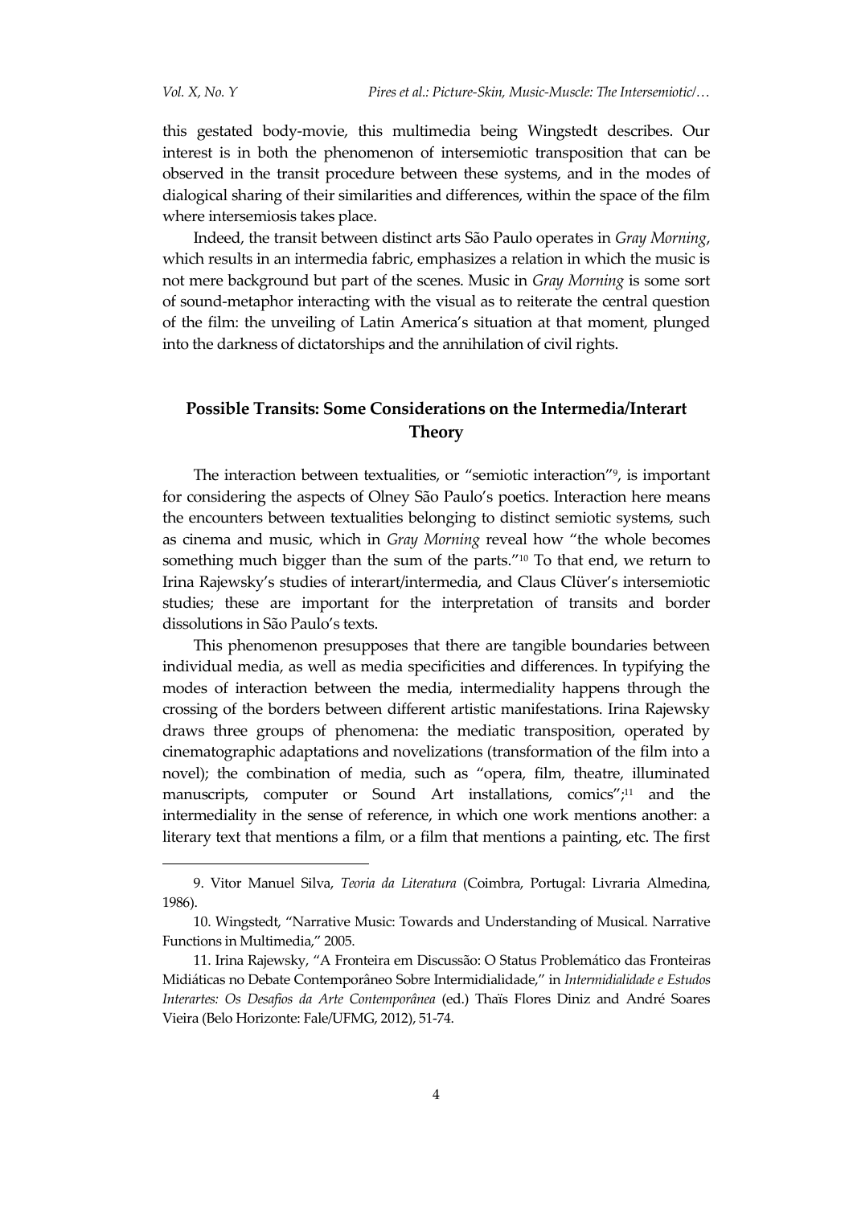this gestated body-movie, this multimedia being Wingstedt describes. Our interest is in both the phenomenon of intersemiotic transposition that can be observed in the transit procedure between these systems, and in the modes of dialogical sharing of their similarities and differences, within the space of the film where intersemiosis takes place.

Indeed, the transit between distinct arts São Paulo operates in *Gray Morning*, which results in an intermedia fabric, emphasizes a relation in which the music is not mere background but part of the scenes. Music in *Gray Morning* is some sort of sound-metaphor interacting with the visual as to reiterate the central question of the film: the unveiling of Latin America's situation at that moment, plunged into the darkness of dictatorships and the annihilation of civil rights.

## Possible Transits: Some Considerations on the Intermedia/Interart Theory

The interaction between textualities, or "semiotic interaction"[9], is important for considering the aspects of Olney São Paulo's poetics. Interaction here means the encounters between textualities belonging to distinct semiotic systems, such as cinema and music, which in *Gray Morning* reveal how "the whole becomes something much bigger than the sum of the parts."[10] To that end, we return to Irina Rajewsky's studies of interart/intermedia, and Claus Clüver's intersemiotic studies; these are important for the interpretation of transits and border dissolutions in São Paulo's texts.

This phenomenon presupposes that there are tangible boundaries between individual media, as well as media specificities and differences. In typifying the modes of interaction between the media, intermediality happens through the crossing of the borders between different artistic manifestations. Irina Rajewsky draws three groups of phenomena: the mediatic transposition, operated by cinematographic adaptations and novelizations (transformation of the film into a novel); the combination of media, such as "opera, film, theatre, illuminated manuscripts, computer or Sound Art installations, comics";[11] and the intermediality in the sense of reference, in which one work mentions another: a literary text that mentions a film, or a film that mentions a painting, etc. The first

9. Vitor Manuel Silva, *Teoria da Literatura* (Coimbra, Portugal: Livraria Almedina, 1986).

10. Wingstedt, "Narrative Music: Towards and Understanding of Musical. Narrative Functions in Multimedia," 2005.

11. Irina Rajewsky, "A Fronteira em Discussão: O Status Problemático das Fronteiras Midiáticas no Debate Contemporâneo Sobre Intermidialidade," in *Intermidialidade e Estudos Interartes: Os Desafios da Arte Contemporânea* (ed.) Thaïs Flores Diniz and André Soares Vieira (Belo Horizonte: Fale/UFMG, 2012), 51-74.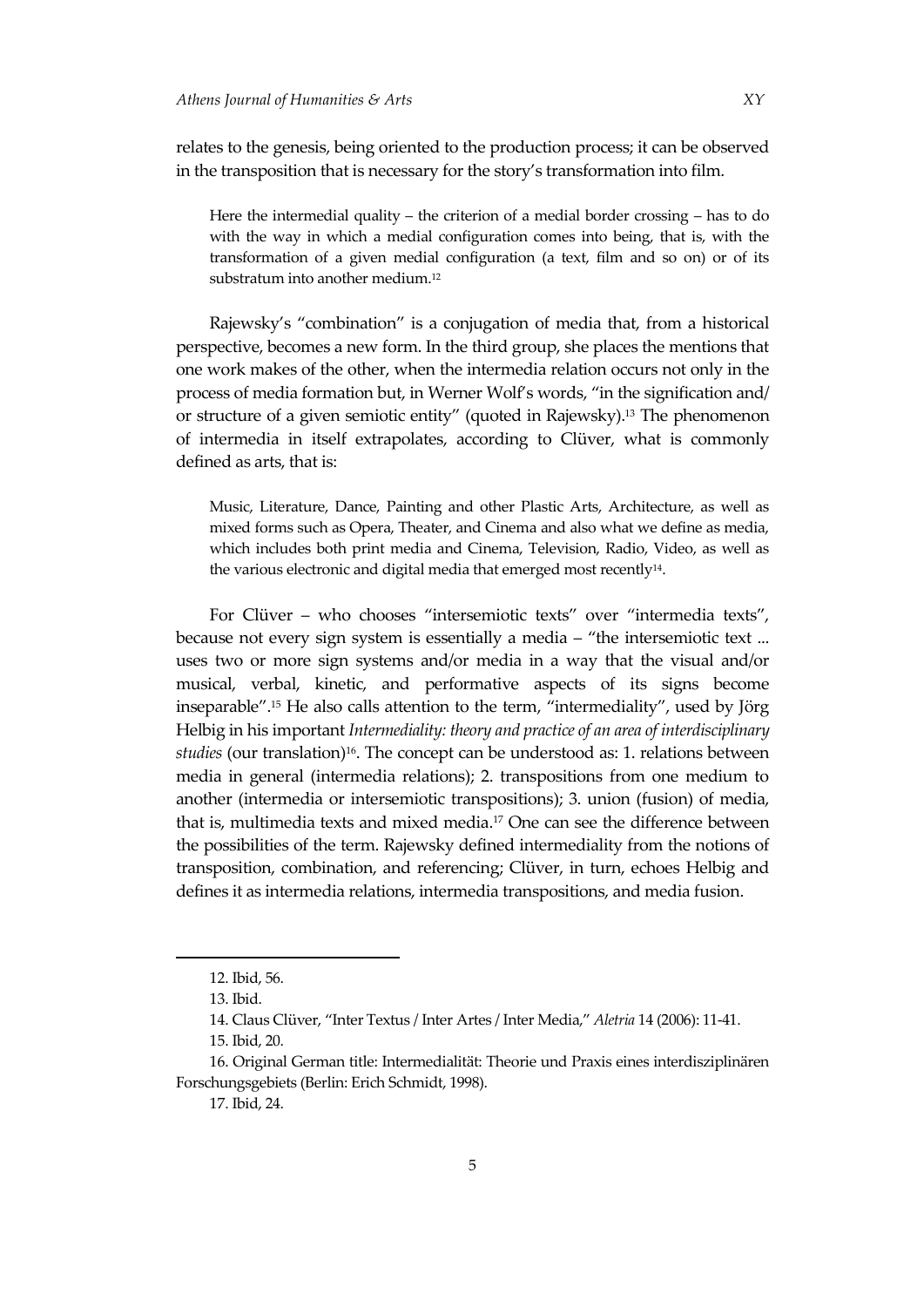relates to the genesis, being oriented to the production process; it can be observed in the transposition that is necessary for the story's transformation into film.

> Here the intermedial quality – the criterion of a medial border crossing – has to do with the way in which a medial configuration comes into being, that is, with the transformation of a given medial configuration (a text, film and so on) or of its substratum into another medium.[12]

Rajewsky's "combination" is a conjugation of media that, from a historical perspective, becomes a new form. In the third group, she places the mentions that one work makes of the other, when the intermedia relation occurs not only in the process of media formation but, in Werner Wolf's words, "in the signification and/ or structure of a given semiotic entity" (quoted in Rajewsky).[13] The phenomenon of intermedia in itself extrapolates, according to Clüver, what is commonly defined as arts, that is:

> Music, Literature, Dance, Painting and other Plastic Arts, Architecture, as well as mixed forms such as Opera, Theater, and Cinema and also what we define as media, which includes both print media and Cinema, Television, Radio, Video, as well as the various electronic and digital media that emerged most recently[14].

For Clüver – who chooses "intersemiotic texts" over "intermedia texts", because not every sign system is essentially a media – "the intersemiotic text ... uses two or more sign systems and/or media in a way that the visual and/or musical, verbal, kinetic, and performative aspects of its signs become inseparable".[15] He also calls attention to the term, "intermediality", used by Jörg Helbig in his important *Intermediality: theory and practice of an area of interdisciplinary studies* (our translation)[16]. The concept can be understood as: 1. relations between media in general (intermedia relations); 2. transpositions from one medium to another (intermedia or intersemiotic transpositions); 3. union (fusion) of media, that is, multimedia texts and mixed media.[17] One can see the difference between the possibilities of the term. Rajewsky defined intermediality from the notions of transposition, combination, and referencing; Clüver, in turn, echoes Helbig and defines it as intermedia relations, intermedia transpositions, and media fusion.

---

12. Ibid, 56.

13. Ibid.

14. Claus Clüver, "Inter Textus / Inter Artes / Inter Media," *Aletria* 14 (2006): 11-41.

15. Ibid, 20.

16. Original German title: Intermedialität: Theorie und Praxis eines interdisziplinären Forschungsgebiets (Berlin: Erich Schmidt, 1998).

17. Ibid, 24.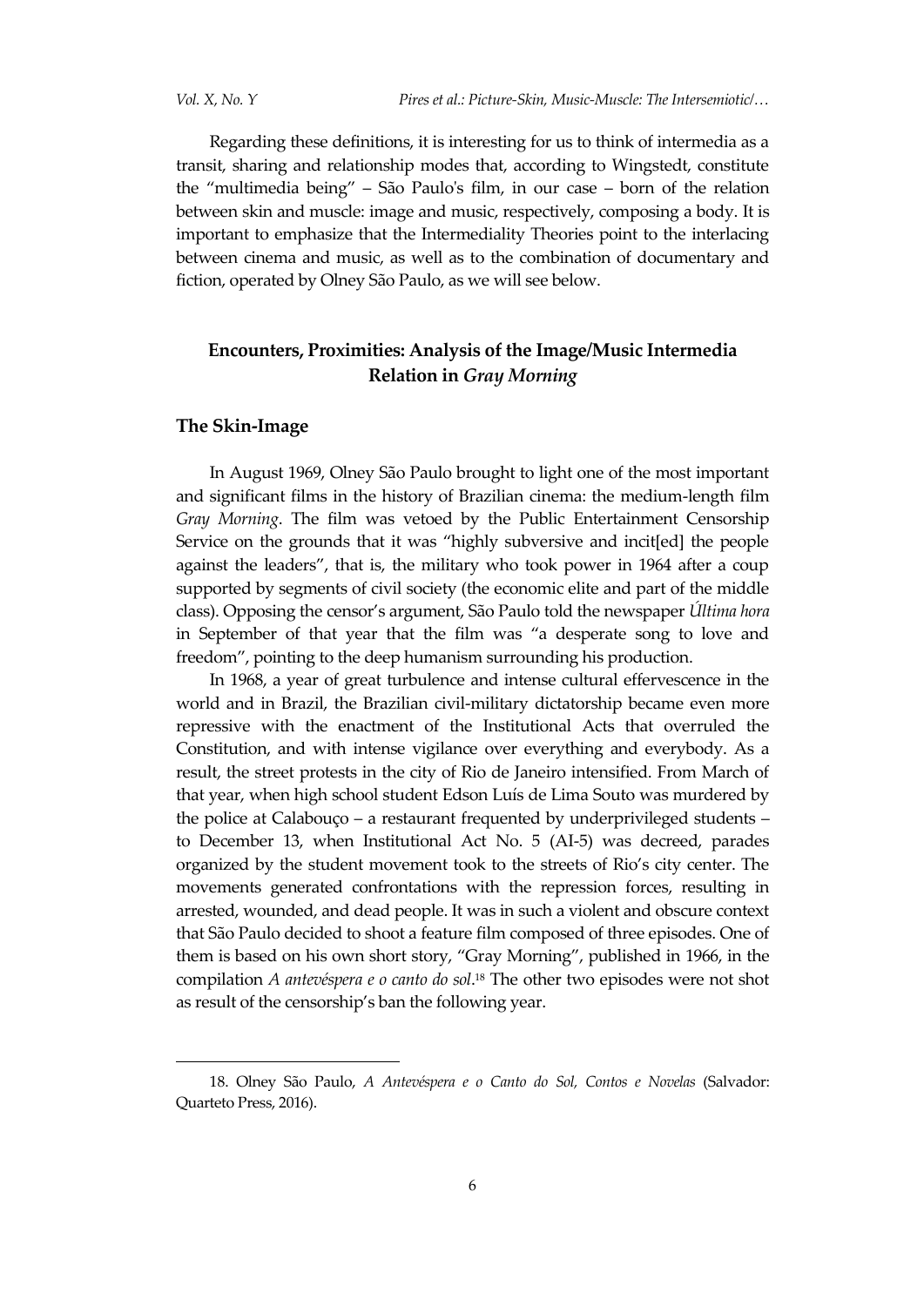Regarding these definitions, it is interesting for us to think of intermedia as a transit, sharing and relationship modes that, according to Wingstedt, constitute the "multimedia being" – São Paulo's film, in our case – born of the relation between skin and muscle: image and music, respectively, composing a body. It is important to emphasize that the Intermediality Theories point to the interlacing between cinema and music, as well as to the combination of documentary and fiction, operated by Olney São Paulo, as we will see below.

## Encounters, Proximities: Analysis of the Image/Music Intermedia Relation in *Gray Morning*

### The Skin-Image

In August 1969, Olney São Paulo brought to light one of the most important and significant films in the history of Brazilian cinema: the medium-length film *Gray Morning*. The film was vetoed by the Public Entertainment Censorship Service on the grounds that it was "highly subversive and incit[ed] the people against the leaders", that is, the military who took power in 1964 after a coup supported by segments of civil society (the economic elite and part of the middle class). Opposing the censor's argument, São Paulo told the newspaper *Última hora* in September of that year that the film was "a desperate song to love and freedom", pointing to the deep humanism surrounding his production.

In 1968, a year of great turbulence and intense cultural effervescence in the world and in Brazil, the Brazilian civil-military dictatorship became even more repressive with the enactment of the Institutional Acts that overruled the Constitution, and with intense vigilance over everything and everybody. As a result, the street protests in the city of Rio de Janeiro intensified. From March of that year, when high school student Edson Luís de Lima Souto was murdered by the police at Calabouço – a restaurant frequented by underprivileged students – to December 13, when Institutional Act No. 5 (AI-5) was decreed, parades organized by the student movement took to the streets of Rio's city center. The movements generated confrontations with the repression forces, resulting in arrested, wounded, and dead people. It was in such a violent and obscure context that São Paulo decided to shoot a feature film composed of three episodes. One of them is based on his own short story, "Gray Morning", published in 1966, in the compilation *A antevéspera e o canto do sol*.[18] The other two episodes were not shot as result of the censorship's ban the following year.

18. Olney São Paulo, *A Antevéspera e o Canto do Sol, Contos e Novelas* (Salvador: Quarteto Press, 2016).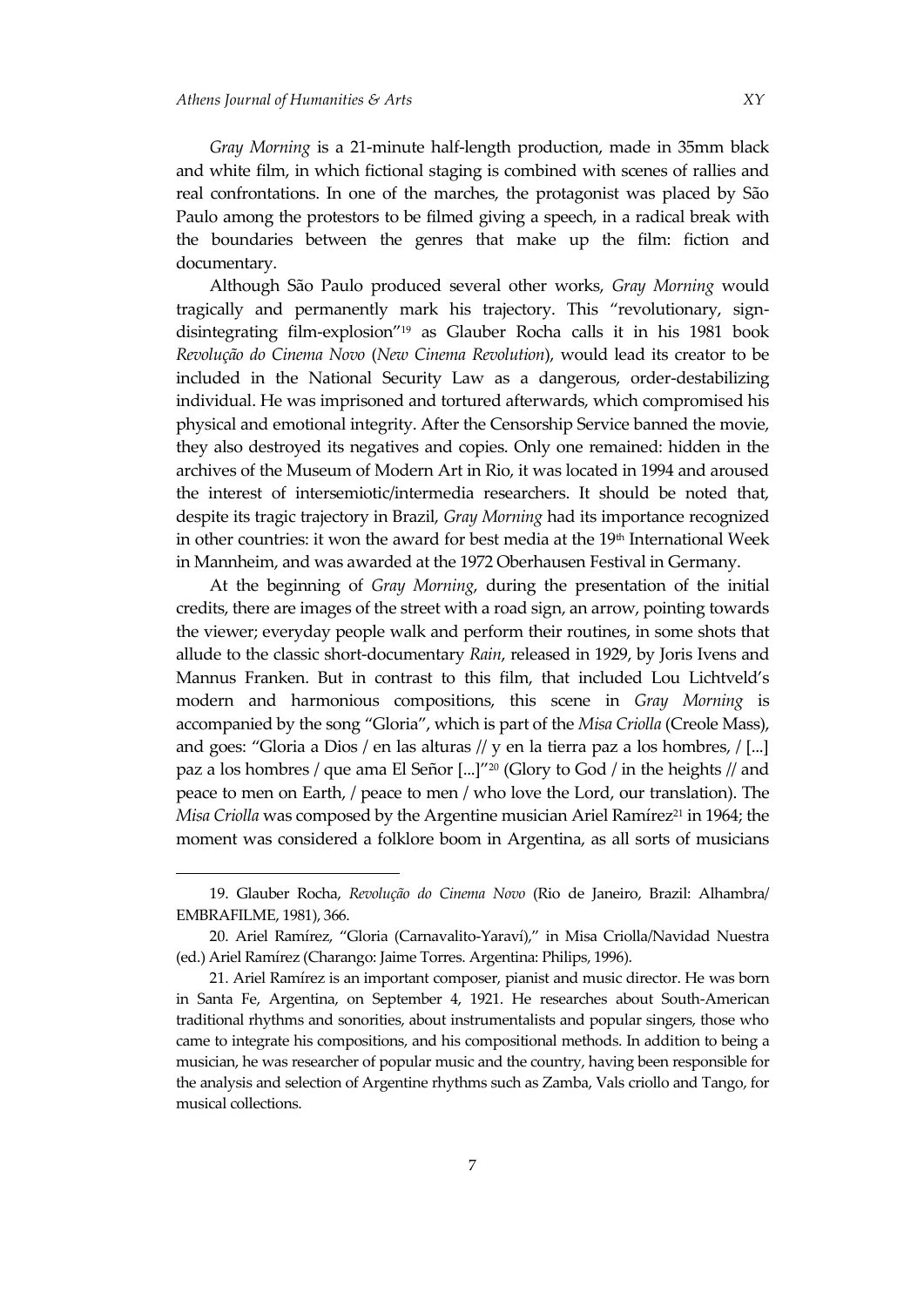*Gray Morning* is a 21-minute half-length production, made in 35mm black and white film, in which fictional staging is combined with scenes of rallies and real confrontations. In one of the marches, the protagonist was placed by São Paulo among the protestors to be filmed giving a speech, in a radical break with the boundaries between the genres that make up the film: fiction and documentary.

Although São Paulo produced several other works, *Gray Morning* would tragically and permanently mark his trajectory. This "revolutionary, sign-disintegrating film-explosion"[19] as Glauber Rocha calls it in his 1981 book *Revolução do Cinema Novo* (*New Cinema Revolution*), would lead its creator to be included in the National Security Law as a dangerous, order-destabilizing individual. He was imprisoned and tortured afterwards, which compromised his physical and emotional integrity. After the Censorship Service banned the movie, they also destroyed its negatives and copies. Only one remained: hidden in the archives of the Museum of Modern Art in Rio, it was located in 1994 and aroused the interest of intersemiotic/intermedia researchers. It should be noted that, despite its tragic trajectory in Brazil, *Gray Morning* had its importance recognized in other countries: it won the award for best media at the 19th International Week in Mannheim, and was awarded at the 1972 Oberhausen Festival in Germany.

At the beginning of *Gray Morning*, during the presentation of the initial credits, there are images of the street with a road sign, an arrow, pointing towards the viewer; everyday people walk and perform their routines, in some shots that allude to the classic short-documentary *Rain*, released in 1929, by Joris Ivens and Mannus Franken. But in contrast to this film, that included Lou Lichtveld's modern and harmonious compositions, this scene in *Gray Morning* is accompanied by the song "Gloria", which is part of the *Misa Criolla* (Creole Mass), and goes: "Gloria a Dios / en las alturas // y en la tierra paz a los hombres, / [...] paz a los hombres / que ama El Señor [...]"[20] (Glory to God / in the heights // and peace to men on Earth, / peace to men / who love the Lord, our translation). The *Misa Criolla* was composed by the Argentine musician Ariel Ramírez[21] in 1964; the moment was considered a folklore boom in Argentina, as all sorts of musicians

19. Glauber Rocha, *Revolução do Cinema Novo* (Rio de Janeiro, Brazil: Alhambra/ EMBRAFILME, 1981), 366.

20. Ariel Ramírez, "Gloria (Carnavalito-Yaraví)," in Misa Criolla/Navidad Nuestra (ed.) Ariel Ramírez (Charango: Jaime Torres. Argentina: Philips, 1996).

21. Ariel Ramírez is an important composer, pianist and music director. He was born in Santa Fe, Argentina, on September 4, 1921. He researches about South-American traditional rhythms and sonorities, about instrumentalists and popular singers, those who came to integrate his compositions, and his compositional methods. In addition to being a musician, he was researcher of popular music and the country, having been responsible for the analysis and selection of Argentine rhythms such as Zamba, Vals criollo and Tango, for musical collections.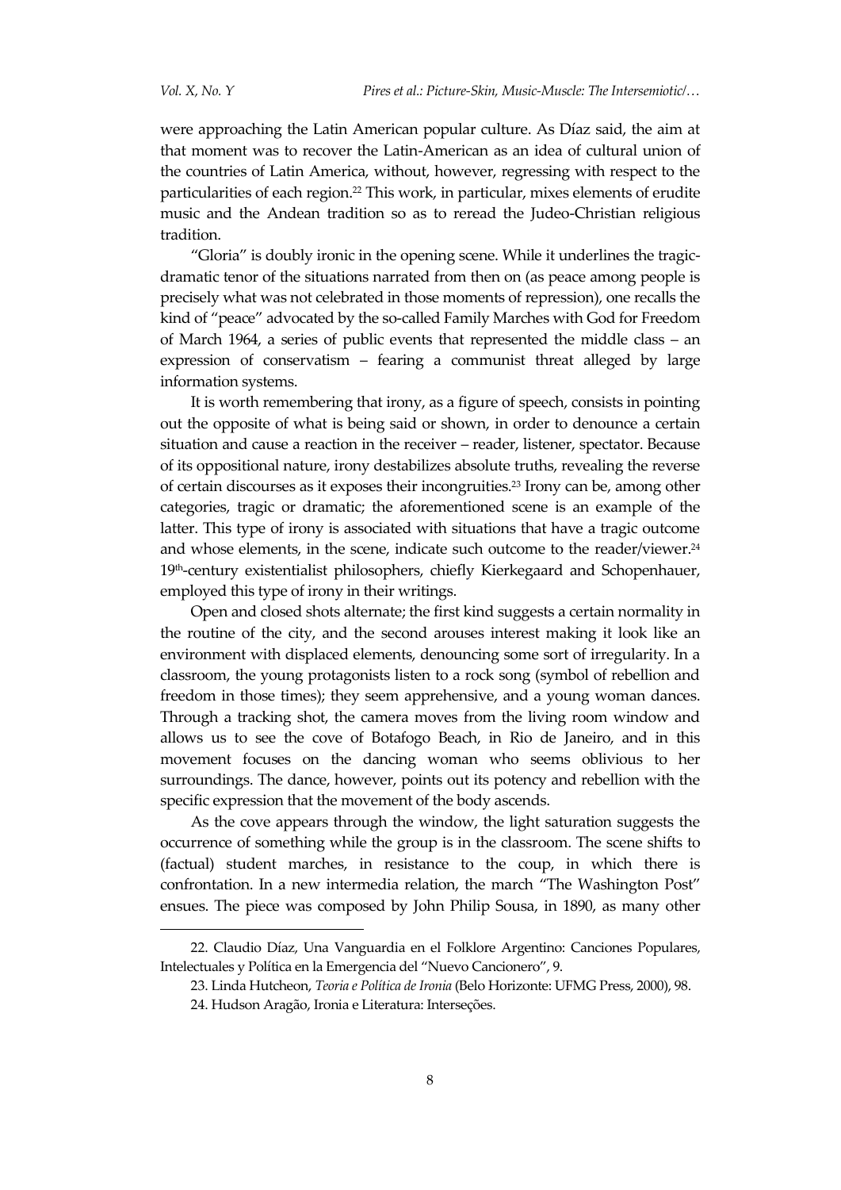were approaching the Latin American popular culture. As Díaz said, the aim at that moment was to recover the Latin-American as an idea of cultural union of the countries of Latin America, without, however, regressing with respect to the particularities of each region.[22] This work, in particular, mixes elements of erudite music and the Andean tradition so as to reread the Judeo-Christian religious tradition.

"Gloria" is doubly ironic in the opening scene. While it underlines the tragic-dramatic tenor of the situations narrated from then on (as peace among people is precisely what was not celebrated in those moments of repression), one recalls the kind of "peace" advocated by the so-called Family Marches with God for Freedom of March 1964, a series of public events that represented the middle class – an expression of conservatism – fearing a communist threat alleged by large information systems.

It is worth remembering that irony, as a figure of speech, consists in pointing out the opposite of what is being said or shown, in order to denounce a certain situation and cause a reaction in the receiver – reader, listener, spectator. Because of its oppositional nature, irony destabilizes absolute truths, revealing the reverse of certain discourses as it exposes their incongruities.[23] Irony can be, among other categories, tragic or dramatic; the aforementioned scene is an example of the latter. This type of irony is associated with situations that have a tragic outcome and whose elements, in the scene, indicate such outcome to the reader/viewer.[24] 19th-century existentialist philosophers, chiefly Kierkegaard and Schopenhauer, employed this type of irony in their writings.

Open and closed shots alternate; the first kind suggests a certain normality in the routine of the city, and the second arouses interest making it look like an environment with displaced elements, denouncing some sort of irregularity. In a classroom, the young protagonists listen to a rock song (symbol of rebellion and freedom in those times); they seem apprehensive, and a young woman dances. Through a tracking shot, the camera moves from the living room window and allows us to see the cove of Botafogo Beach, in Rio de Janeiro, and in this movement focuses on the dancing woman who seems oblivious to her surroundings. The dance, however, points out its potency and rebellion with the specific expression that the movement of the body ascends.

As the cove appears through the window, the light saturation suggests the occurrence of something while the group is in the classroom. The scene shifts to (factual) student marches, in resistance to the coup, in which there is confrontation. In a new intermedia relation, the march "The Washington Post" ensues. The piece was composed by John Philip Sousa, in 1890, as many other

22. Claudio Díaz, Una Vanguardia en el Folklore Argentino: Canciones Populares, Intelectuales y Política en la Emergencia del "Nuevo Cancionero", 9.

23. Linda Hutcheon, *Teoria e Política de Ironia* (Belo Horizonte: UFMG Press, 2000), 98.

24. Hudson Aragão, Ironia e Literatura: Interseções.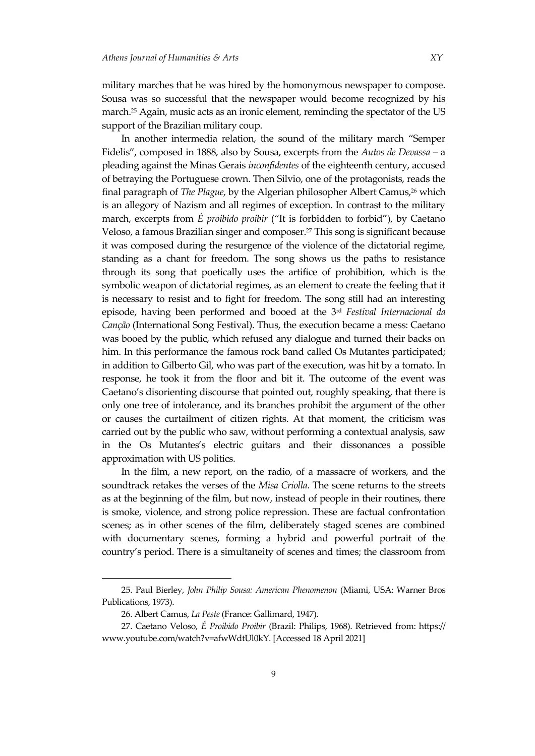military marches that he was hired by the homonymous newspaper to compose. Sousa was so successful that the newspaper would become recognized by his march.[25] Again, music acts as an ironic element, reminding the spectator of the US support of the Brazilian military coup.

In another intermedia relation, the sound of the military march "Semper Fidelis", composed in 1888, also by Sousa, excerpts from the *Autos de Devassa* – a pleading against the Minas Gerais *inconfidentes* of the eighteenth century, accused of betraying the Portuguese crown. Then Silvio, one of the protagonists, reads the final paragraph of *The Plague*, by the Algerian philosopher Albert Camus,[26] which is an allegory of Nazism and all regimes of exception. In contrast to the military march, excerpts from *É proibido proibir* ("It is forbidden to forbid"), by Caetano Veloso, a famous Brazilian singer and composer.[27] This song is significant because it was composed during the resurgence of the violence of the dictatorial regime, standing as a chant for freedom. The song shows us the paths to resistance through its song that poetically uses the artifice of prohibition, which is the symbolic weapon of dictatorial regimes, as an element to create the feeling that it is necessary to resist and to fight for freedom. The song still had an interesting episode, having been performed and booed at the 3rd *Festival Internacional da Canção* (International Song Festival). Thus, the execution became a mess: Caetano was booed by the public, which refused any dialogue and turned their backs on him. In this performance the famous rock band called Os Mutantes participated; in addition to Gilberto Gil, who was part of the execution, was hit by a tomato. In response, he took it from the floor and bit it. The outcome of the event was Caetano's disorienting discourse that pointed out, roughly speaking, that there is only one tree of intolerance, and its branches prohibit the argument of the other or causes the curtailment of citizen rights. At that moment, the criticism was carried out by the public who saw, without performing a contextual analysis, saw in the Os Mutantes's electric guitars and their dissonances a possible approximation with US politics.

In the film, a new report, on the radio, of a massacre of workers, and the soundtrack retakes the verses of the *Misa Criolla*. The scene returns to the streets as at the beginning of the film, but now, instead of people in their routines, there is smoke, violence, and strong police repression. These are factual confrontation scenes; as in other scenes of the film, deliberately staged scenes are combined with documentary scenes, forming a hybrid and powerful portrait of the country's period. There is a simultaneity of scenes and times; the classroom from

---

25. Paul Bierley, *John Philip Sousa: American Phenomenon* (Miami, USA: Warner Bros Publications, 1973).

26. Albert Camus, *La Peste* (France: Gallimard, 1947).

27. Caetano Veloso, *É Proibido Proibir* (Brazil: Philips, 1968). Retrieved from: https://www.youtube.com/watch?v=afwWdtUl0kY. [Accessed 18 April 2021]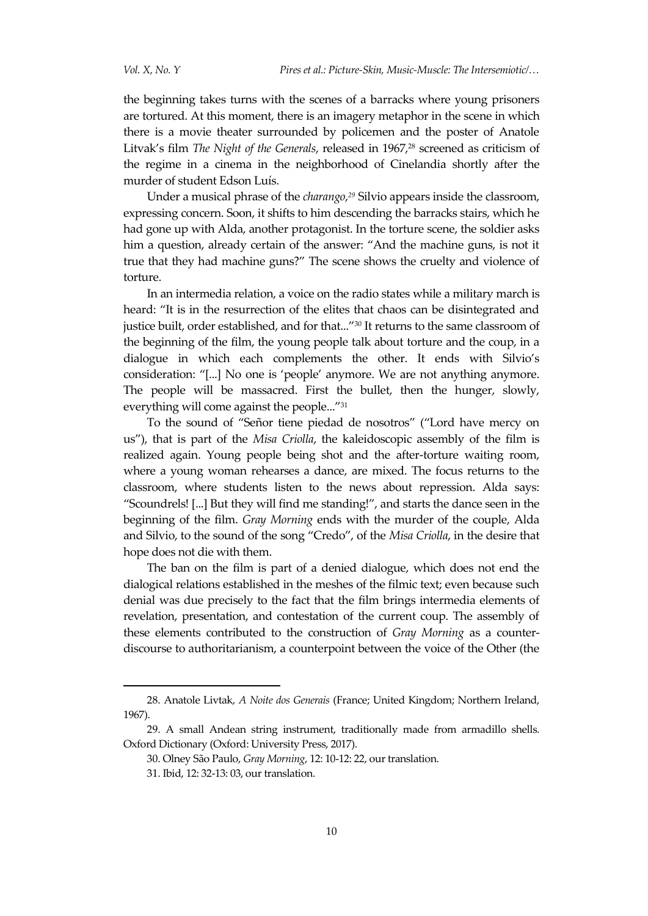the beginning takes turns with the scenes of a barracks where young prisoners are tortured. At this moment, there is an imagery metaphor in the scene in which there is a movie theater surrounded by policemen and the poster of Anatole Litvak's film *The Night of the Generals*, released in 1967,[28] screened as criticism of the regime in a cinema in the neighborhood of Cinelandia shortly after the murder of student Edson Luís.

Under a musical phrase of the *charango*,[29] Silvio appears inside the classroom, expressing concern. Soon, it shifts to him descending the barracks stairs, which he had gone up with Alda, another protagonist. In the torture scene, the soldier asks him a question, already certain of the answer: "And the machine guns, is not it true that they had machine guns?" The scene shows the cruelty and violence of torture.

In an intermedia relation, a voice on the radio states while a military march is heard: "It is in the resurrection of the elites that chaos can be disintegrated and justice built, order established, and for that..."[30] It returns to the same classroom of the beginning of the film, the young people talk about torture and the coup, in a dialogue in which each complements the other. It ends with Silvio's consideration: "[...] No one is 'people' anymore. We are not anything anymore. The people will be massacred. First the bullet, then the hunger, slowly, everything will come against the people..."[31]

To the sound of "Señor tiene piedad de nosotros" ("Lord have mercy on us"), that is part of the *Misa Criolla*, the kaleidoscopic assembly of the film is realized again. Young people being shot and the after-torture waiting room, where a young woman rehearses a dance, are mixed. The focus returns to the classroom, where students listen to the news about repression. Alda says: "Scoundrels! [...] But they will find me standing!", and starts the dance seen in the beginning of the film. *Gray Morning* ends with the murder of the couple, Alda and Silvio, to the sound of the song "Credo", of the *Misa Criolla*, in the desire that hope does not die with them.

The ban on the film is part of a denied dialogue, which does not end the dialogical relations established in the meshes of the filmic text; even because such denial was due precisely to the fact that the film brings intermedia elements of revelation, presentation, and contestation of the current coup. The assembly of these elements contributed to the construction of *Gray Morning* as a counter-discourse to authoritarianism, a counterpoint between the voice of the Other (the

---

28. Anatole Livtak, *A Noite dos Generais* (France; United Kingdom; Northern Ireland, 1967).

29. A small Andean string instrument, traditionally made from armadillo shells. Oxford Dictionary (Oxford: University Press, 2017).

30. Olney São Paulo, *Gray Morning*, 12: 10-12: 22, our translation.

31. Ibid, 12: 32-13: 03, our translation.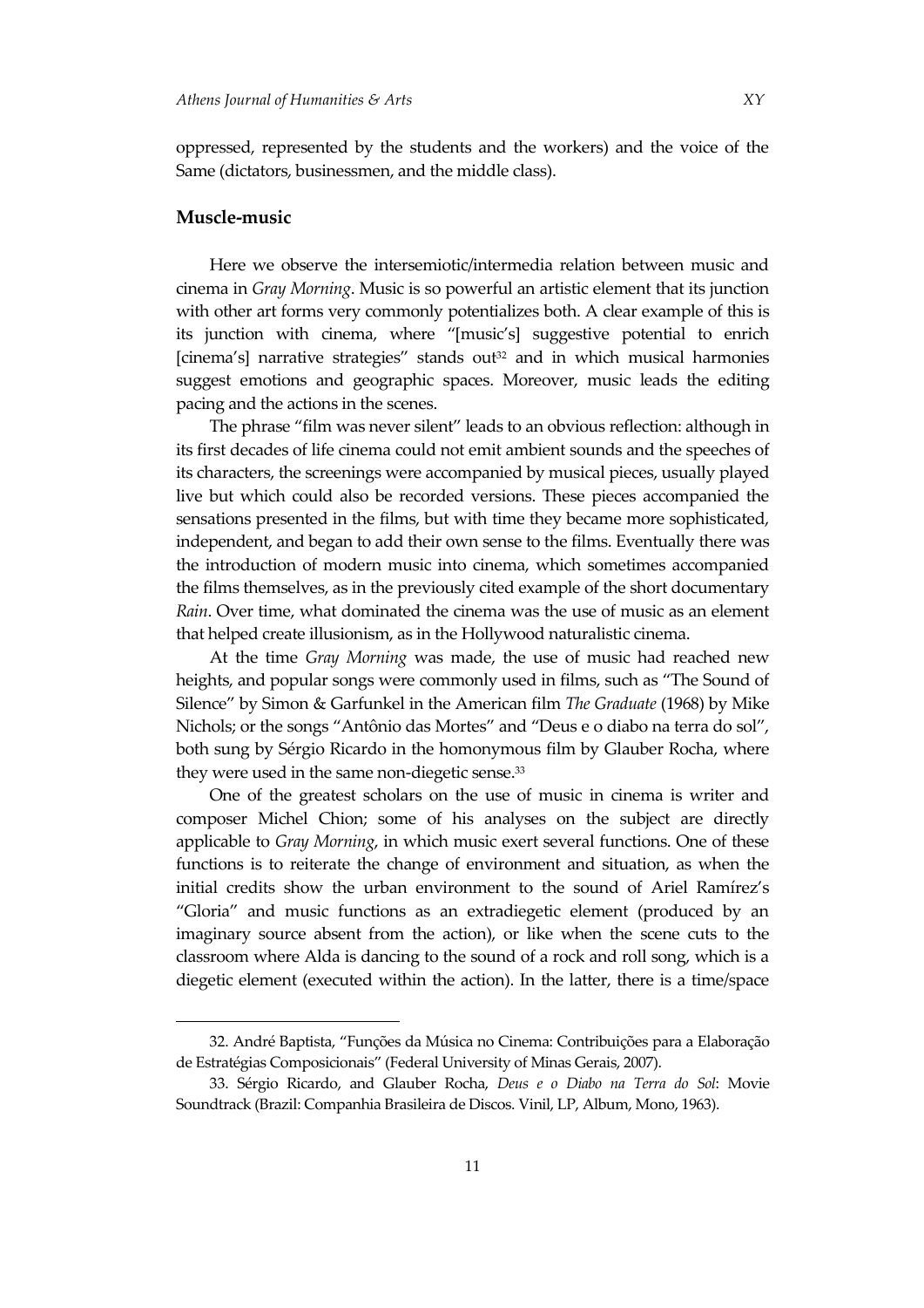oppressed, represented by the students and the workers) and the voice of the Same (dictators, businessmen, and the middle class).

## Muscle-music

Here we observe the intersemiotic/intermedia relation between music and cinema in *Gray Morning*. Music is so powerful an artistic element that its junction with other art forms very commonly potentializes both. A clear example of this is its junction with cinema, where "[music's] suggestive potential to enrich [cinema's] narrative strategies" stands out[32] and in which musical harmonies suggest emotions and geographic spaces. Moreover, music leads the editing pacing and the actions in the scenes.

The phrase "film was never silent" leads to an obvious reflection: although in its first decades of life cinema could not emit ambient sounds and the speeches of its characters, the screenings were accompanied by musical pieces, usually played live but which could also be recorded versions. These pieces accompanied the sensations presented in the films, but with time they became more sophisticated, independent, and began to add their own sense to the films. Eventually there was the introduction of modern music into cinema, which sometimes accompanied the films themselves, as in the previously cited example of the short documentary *Rain*. Over time, what dominated the cinema was the use of music as an element that helped create illusionism, as in the Hollywood naturalistic cinema.

At the time *Gray Morning* was made, the use of music had reached new heights, and popular songs were commonly used in films, such as "The Sound of Silence" by Simon & Garfunkel in the American film *The Graduate* (1968) by Mike Nichols; or the songs "Antônio das Mortes" and "Deus e o diabo na terra do sol", both sung by Sérgio Ricardo in the homonymous film by Glauber Rocha, where they were used in the same non-diegetic sense.[33]

One of the greatest scholars on the use of music in cinema is writer and composer Michel Chion; some of his analyses on the subject are directly applicable to *Gray Morning*, in which music exert several functions. One of these functions is to reiterate the change of environment and situation, as when the initial credits show the urban environment to the sound of Ariel Ramírez's "Gloria" and music functions as an extradiegetic element (produced by an imaginary source absent from the action), or like when the scene cuts to the classroom where Alda is dancing to the sound of a rock and roll song, which is a diegetic element (executed within the action). In the latter, there is a time/space

---

32. André Baptista, "Funções da Música no Cinema: Contribuições para a Elaboração de Estratégias Composicionais" (Federal University of Minas Gerais, 2007).

33. Sérgio Ricardo, and Glauber Rocha, *Deus e o Diabo na Terra do Sol*: Movie Soundtrack (Brazil: Companhia Brasileira de Discos. Vinil, LP, Album, Mono, 1963).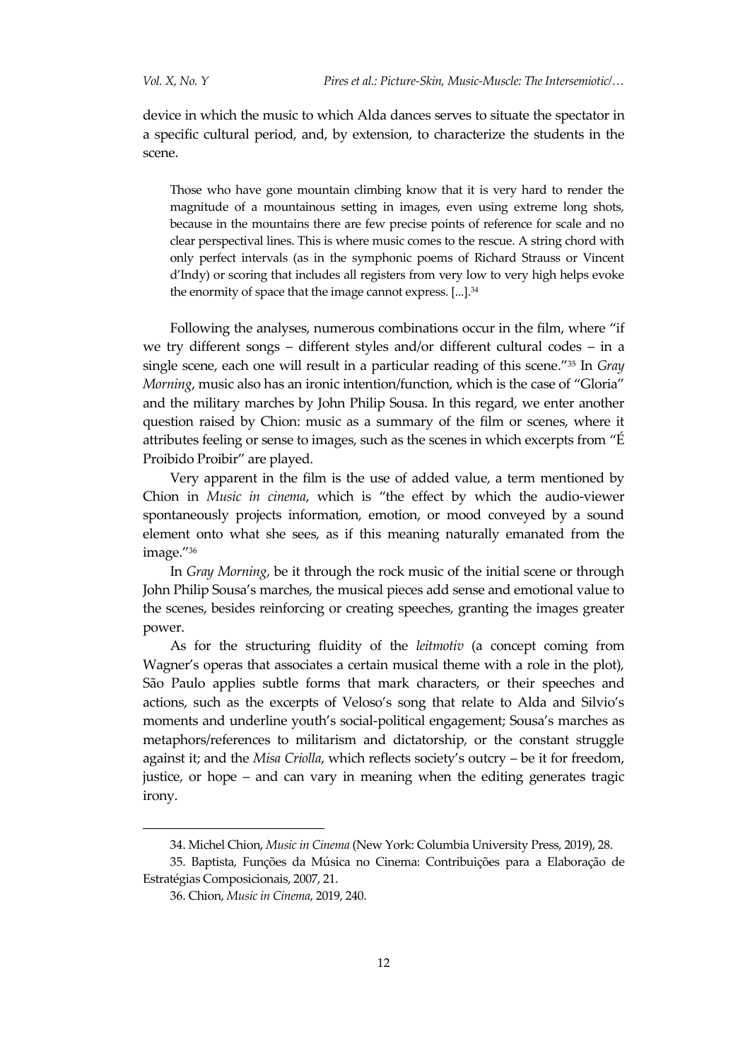device in which the music to which Alda dances serves to situate the spectator in a specific cultural period, and, by extension, to characterize the students in the scene.

> Those who have gone mountain climbing know that it is very hard to render the magnitude of a mountainous setting in images, even using extreme long shots, because in the mountains there are few precise points of reference for scale and no clear perspectival lines. This is where music comes to the rescue. A string chord with only perfect intervals (as in the symphonic poems of Richard Strauss or Vincent d'Indy) or scoring that includes all registers from very low to very high helps evoke the enormity of space that the image cannot express. [...].[34]

Following the analyses, numerous combinations occur in the film, where "if we try different songs – different styles and/or different cultural codes – in a single scene, each one will result in a particular reading of this scene."[35] In *Gray Morning*, music also has an ironic intention/function, which is the case of "Gloria" and the military marches by John Philip Sousa. In this regard, we enter another question raised by Chion: music as a summary of the film or scenes, where it attributes feeling or sense to images, such as the scenes in which excerpts from "É Proibido Proibir" are played.

Very apparent in the film is the use of added value, a term mentioned by Chion in *Music in cinema*, which is "the effect by which the audio-viewer spontaneously projects information, emotion, or mood conveyed by a sound element onto what she sees, as if this meaning naturally emanated from the image."[36]

In *Gray Morning*, be it through the rock music of the initial scene or through John Philip Sousa's marches, the musical pieces add sense and emotional value to the scenes, besides reinforcing or creating speeches, granting the images greater power.

As for the structuring fluidity of the *leitmotiv* (a concept coming from Wagner's operas that associates a certain musical theme with a role in the plot), São Paulo applies subtle forms that mark characters, or their speeches and actions, such as the excerpts of Veloso's song that relate to Alda and Silvio's moments and underline youth's social-political engagement; Sousa's marches as metaphors/references to militarism and dictatorship, or the constant struggle against it; and the *Misa Criolla*, which reflects society's outcry – be it for freedom, justice, or hope – and can vary in meaning when the editing generates tragic irony.

---

34. Michel Chion, *Music in Cinema* (New York: Columbia University Press, 2019), 28.

35. Baptista, Funções da Música no Cinema: Contribuições para a Elaboração de Estratégias Composicionais, 2007, 21.

36. Chion, *Music in Cinema*, 2019, 240.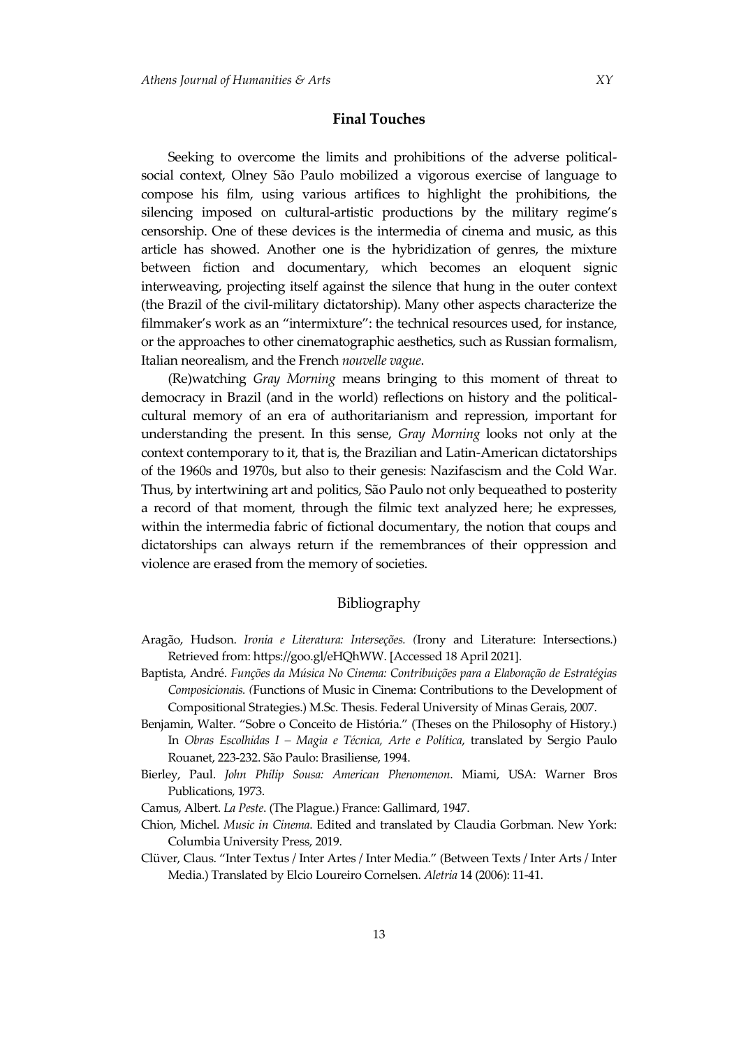## Final Touches

Seeking to overcome the limits and prohibitions of the adverse political-social context, Olney São Paulo mobilized a vigorous exercise of language to compose his film, using various artifices to highlight the prohibitions, the silencing imposed on cultural-artistic productions by the military regime's censorship. One of these devices is the intermedia of cinema and music, as this article has showed. Another one is the hybridization of genres, the mixture between fiction and documentary, which becomes an eloquent signic interweaving, projecting itself against the silence that hung in the outer context (the Brazil of the civil-military dictatorship). Many other aspects characterize the filmmaker's work as an "intermixture": the technical resources used, for instance, or the approaches to other cinematographic aesthetics, such as Russian formalism, Italian neorealism, and the French *nouvelle vague*.

(Re)watching *Gray Morning* means bringing to this moment of threat to democracy in Brazil (and in the world) reflections on history and the political-cultural memory of an era of authoritarianism and repression, important for understanding the present. In this sense, *Gray Morning* looks not only at the context contemporary to it, that is, the Brazilian and Latin-American dictatorships of the 1960s and 1970s, but also to their genesis: Nazifascism and the Cold War. Thus, by intertwining art and politics, São Paulo not only bequeathed to posterity a record of that moment, through the filmic text analyzed here; he expresses, within the intermedia fabric of fictional documentary, the notion that coups and dictatorships can always return if the remembrances of their oppression and violence are erased from the memory of societies.

## Bibliography

Aragão, Hudson. *Ironia e Literatura: Interseções. (*Irony and Literature: Intersections.) Retrieved from: https://goo.gl/eHQhWW. [Accessed 18 April 2021].

Baptista, André. *Funções da Música No Cinema: Contribuições para a Elaboração de Estratégias Composicionais. (*Functions of Music in Cinema: Contributions to the Development of Compositional Strategies.) M.Sc. Thesis. Federal University of Minas Gerais, 2007.

Benjamin, Walter. "Sobre o Conceito de História." (Theses on the Philosophy of History.) In *Obras Escolhidas I – Magia e Técnica, Arte e Política*, translated by Sergio Paulo Rouanet, 223-232. São Paulo: Brasiliense, 1994.

Bierley, Paul. *John Philip Sousa: American Phenomenon*. Miami, USA: Warner Bros Publications, 1973.

Camus, Albert. *La Peste*. (The Plague.) France: Gallimard, 1947.

Chion, Michel. *Music in Cinema*. Edited and translated by Claudia Gorbman. New York: Columbia University Press, 2019.

Clüver, Claus. "Inter Textus / Inter Artes / Inter Media." (Between Texts / Inter Arts / Inter Media.) Translated by Elcio Loureiro Cornelsen. *Aletria* 14 (2006): 11-41.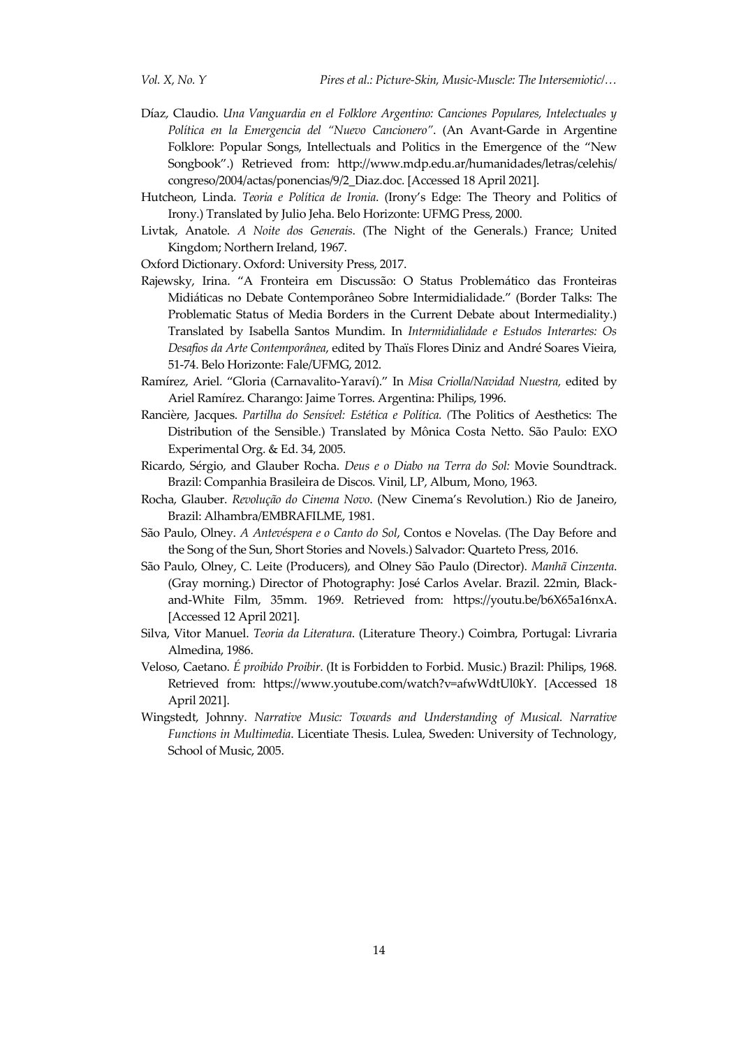Díaz, Claudio. *Una Vanguardia en el Folklore Argentino: Canciones Populares, Intelectuales y Política en la Emergencia del "Nuevo Cancionero"*. (An Avant-Garde in Argentine Folklore: Popular Songs, Intellectuals and Politics in the Emergence of the "New Songbook".) Retrieved from: http://www.mdp.edu.ar/humanidades/letras/celehis/congreso/2004/actas/ponencias/9/2_Diaz.doc. [Accessed 18 April 2021].

Hutcheon, Linda. *Teoria e Política de Ironia*. (Irony's Edge: The Theory and Politics of Irony.) Translated by Julio Jeha. Belo Horizonte: UFMG Press, 2000.

Livtak, Anatole. *A Noite dos Generais*. (The Night of the Generals.) France; United Kingdom; Northern Ireland, 1967.

Oxford Dictionary. Oxford: University Press, 2017.

Rajewsky, Irina. "A Fronteira em Discussão: O Status Problemático das Fronteiras Midiáticas no Debate Contemporâneo Sobre Intermidialidade." (Border Talks: The Problematic Status of Media Borders in the Current Debate about Intermediality.) Translated by Isabella Santos Mundim. In *Intermidialidade e Estudos Interartes: Os Desafios da Arte Contemporânea*, edited by Thaïs Flores Diniz and André Soares Vieira, 51-74. Belo Horizonte: Fale/UFMG, 2012.

Ramírez, Ariel. "Gloria (Carnavalito-Yaraví)." In *Misa Criolla/Navidad Nuestra*, edited by Ariel Ramírez. Charango: Jaime Torres. Argentina: Philips, 1996.

Rancière, Jacques. *Partilha do Sensível: Estética e Política.* (The Politics of Aesthetics: The Distribution of the Sensible.) Translated by Mônica Costa Netto. São Paulo: EXO Experimental Org. & Ed. 34, 2005.

Ricardo, Sérgio, and Glauber Rocha. *Deus e o Diabo na Terra do Sol:* Movie Soundtrack. Brazil: Companhia Brasileira de Discos. Vinil, LP, Album, Mono, 1963.

Rocha, Glauber. *Revolução do Cinema Novo*. (New Cinema's Revolution.) Rio de Janeiro, Brazil: Alhambra/EMBRAFILME, 1981.

São Paulo, Olney. *A Antevéspera e o Canto do Sol*, Contos e Novelas. (The Day Before and the Song of the Sun, Short Stories and Novels.) Salvador: Quarteto Press, 2016.

São Paulo, Olney, C. Leite (Producers), and Olney São Paulo (Director). *Manhã Cinzenta*. (Gray morning.) Director of Photography: José Carlos Avelar. Brazil. 22min, Black-and-White Film, 35mm. 1969. Retrieved from: https://youtu.be/b6X65a16nxA. [Accessed 12 April 2021].

Silva, Vitor Manuel. *Teoria da Literatura*. (Literature Theory.) Coimbra, Portugal: Livraria Almedina, 1986.

Veloso, Caetano. *É proibido Proibir*. (It is Forbidden to Forbid. Music.) Brazil: Philips, 1968. Retrieved from: https://www.youtube.com/watch?v=afwWdtUl0kY. [Accessed 18 April 2021].

Wingstedt, Johnny. *Narrative Music: Towards and Understanding of Musical. Narrative Functions in Multimedia*. Licentiate Thesis. Lulea, Sweden: University of Technology, School of Music, 2005.